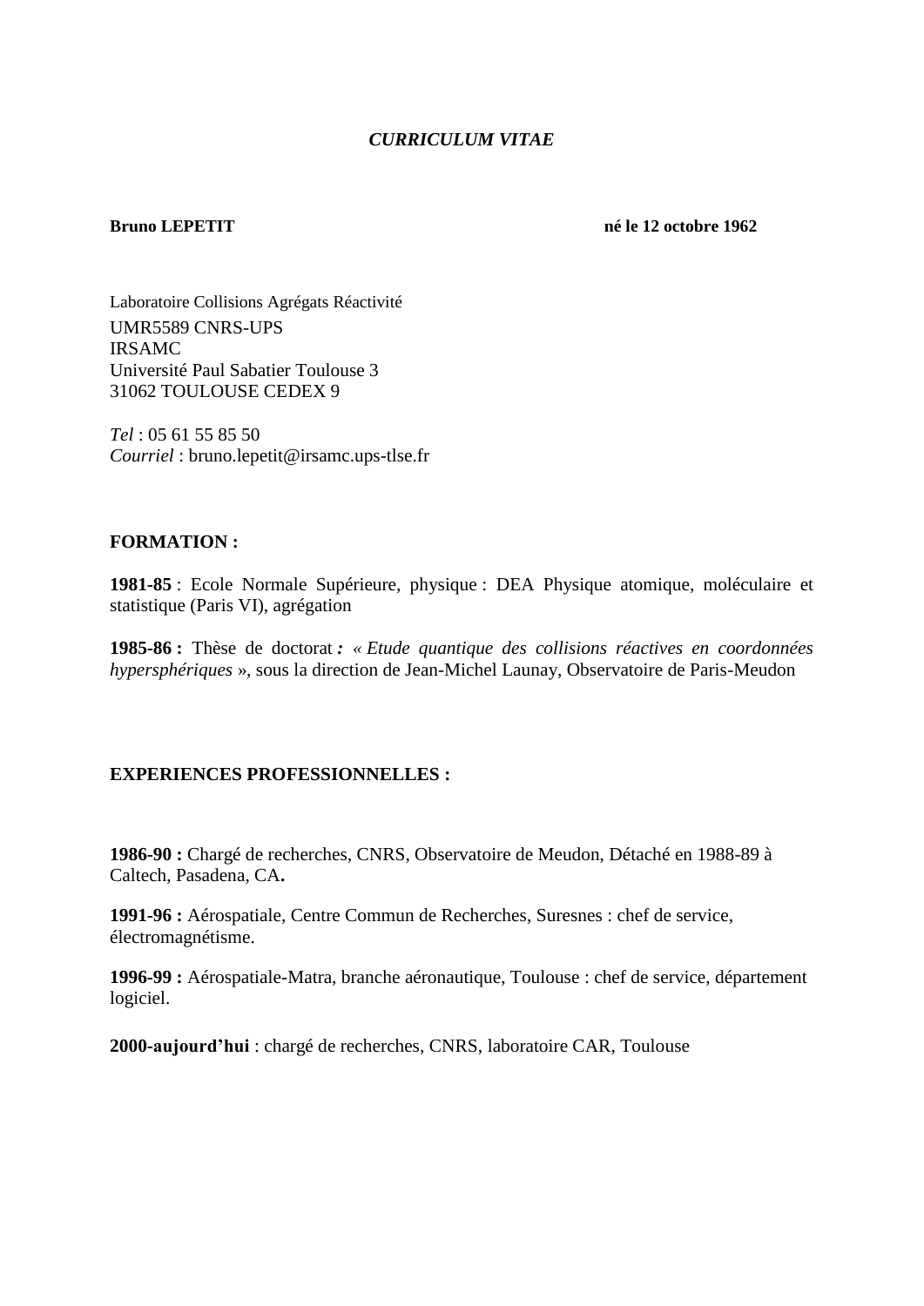*CURRICULUM VITAE*

**Bruno LEPETIT** **né le 12 octobre 1962**

Laboratoire Collisions Agrégats Réactivité
UMR5589 CNRS-UPS
IRSAMC
Université Paul Sabatier Toulouse 3
31062 TOULOUSE CEDEX 9

*Tel* : 05 61 55 85 50
*Courriel* : bruno.lepetit@irsamc.ups-tlse.fr

**FORMATION :**

**1981-85** : Ecole Normale Supérieure, physique : DEA Physique atomique, moléculaire et statistique (Paris VI), agrégation

**1985-86 :** Thèse de doctorat ***:*** *« Etude quantique des collisions réactives en coordonnées hypersphériques* », sous la direction de Jean-Michel Launay, Observatoire de Paris-Meudon

**EXPERIENCES PROFESSIONNELLES :**

**1986-90 :** Chargé de recherches, CNRS, Observatoire de Meudon, Détaché en 1988-89 à Caltech, Pasadena, CA**.**

**1991-96 :** Aérospatiale, Centre Commun de Recherches, Suresnes : chef de service, électromagnétisme.

**1996-99 :** Aérospatiale-Matra, branche aéronautique, Toulouse : chef de service, département logiciel.

**2000-aujourd'hui** : chargé de recherches, CNRS, laboratoire CAR, Toulouse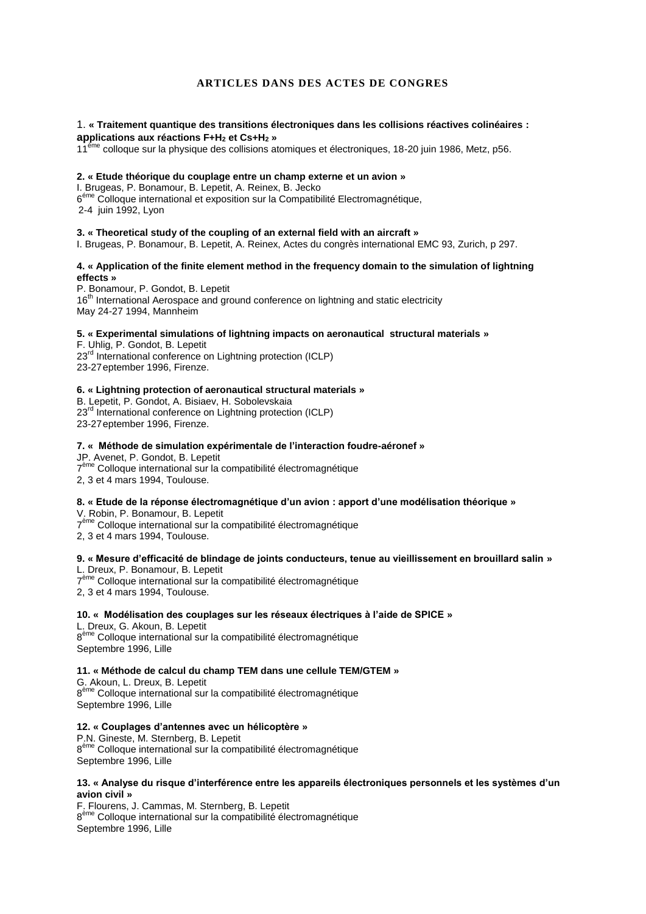# ARTICLES DANS DES ACTES DE CONGRES

1. **« Traitement quantique des transitions électroniques dans les collisions réactives colinéaires : applications aux réactions F+$H_2$ et Cs+$H_2$ »**
11[ème] colloque sur la physique des collisions atomiques et électroniques, 18-20 juin 1986, Metz, p56.

**2. « Etude théorique du couplage entre un champ externe et un avion »**
I. Brugeas, P. Bonamour, B. Lepetit, A. Reinex, B. Jecko
6[ème] Colloque international et exposition sur la Compatibilité Electromagnétique,
2-4 juin 1992, Lyon

**3. « Theoretical study of the coupling of an external field with an aircraft »**
I. Brugeas, P. Bonamour, B. Lepetit, A. Reinex, Actes du congrès international EMC 93, Zurich, p 297.

**4. « Application of the finite element method in the frequency domain to the simulation of lightning effects »**
P. Bonamour, P. Gondot, B. Lepetit
16[th] International Aerospace and ground conference on lightning and static electricity
May 24-27 1994, Mannheim

**5. « Experimental simulations of lightning impacts on aeronautical structural materials »**
F. Uhlig, P. Gondot, B. Lepetit
23[rd] International conference on Lightning protection (ICLP)
23-27eptember 1996, Firenze.

**6. « Lightning protection of aeronautical structural materials »**
B. Lepetit, P. Gondot, A. Bisiaev, H. Sobolevskaia
23[rd] International conference on Lightning protection (ICLP)
23-27eptember 1996, Firenze.

**7. « Méthode de simulation expérimentale de l'interaction foudre-aéronef »**
JP. Avenet, P. Gondot, B. Lepetit
7[ème] Colloque international sur la compatibilité électromagnétique
2, 3 et 4 mars 1994, Toulouse.

**8. « Etude de la réponse électromagnétique d'un avion : apport d'une modélisation théorique »**
V. Robin, P. Bonamour, B. Lepetit
7[ème] Colloque international sur la compatibilité électromagnétique
2, 3 et 4 mars 1994, Toulouse.

**9. « Mesure d'efficacité de blindage de joints conducteurs, tenue au vieillissement en brouillard salin »**
L. Dreux, P. Bonamour, B. Lepetit
7[ème] Colloque international sur la compatibilité électromagnétique
2, 3 et 4 mars 1994, Toulouse.

**10. « Modélisation des couplages sur les réseaux électriques à l'aide de SPICE »**
L. Dreux, G. Akoun, B. Lepetit
8[ème] Colloque international sur la compatibilité électromagnétique
Septembre 1996, Lille

**11. « Méthode de calcul du champ TEM dans une cellule TEM/GTEM »**
G. Akoun, L. Dreux, B. Lepetit
8[ème] Colloque international sur la compatibilité électromagnétique
Septembre 1996, Lille

**12. « Couplages d'antennes avec un hélicoptère »**
P.N. Gineste, M. Sternberg, B. Lepetit
8[ème] Colloque international sur la compatibilité électromagnétique
Septembre 1996, Lille

**13. « Analyse du risque d'interférence entre les appareils électroniques personnels et les systèmes d'un avion civil »**
F. Flourens, J. Cammas, M. Sternberg, B. Lepetit
8[ème] Colloque international sur la compatibilité électromagnétique
Septembre 1996, Lille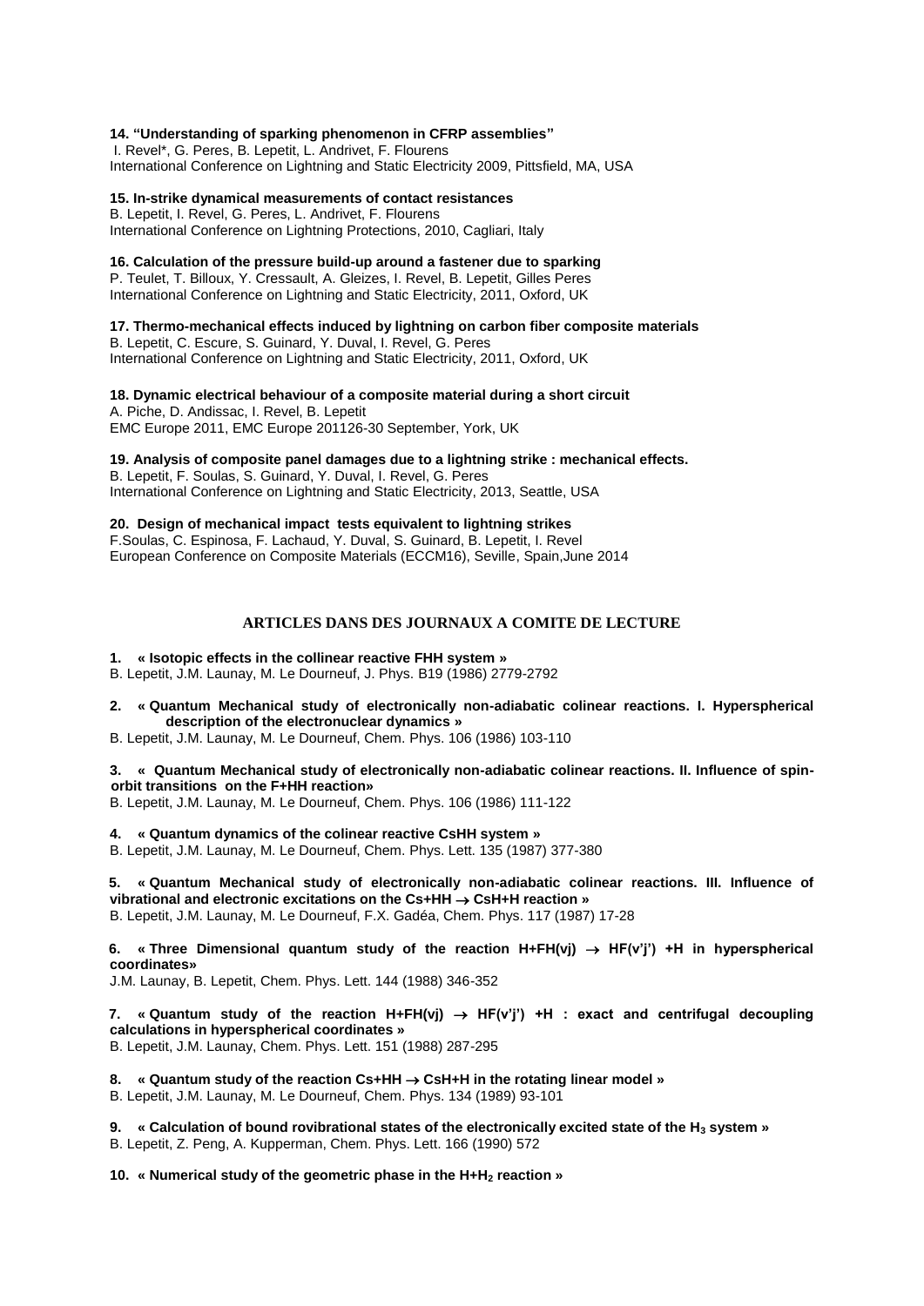**14. "Understanding of sparking phenomenon in CFRP assemblies"**
I. Revel*, G. Peres, B. Lepetit, L. Andrivet, F. Flourens
International Conference on Lightning and Static Electricity 2009, Pittsfield, MA, USA

**15. In-strike dynamical measurements of contact resistances**
B. Lepetit, I. Revel, G. Peres, L. Andrivet, F. Flourens
International Conference on Lightning Protections, 2010, Cagliari, Italy

**16. Calculation of the pressure build-up around a fastener due to sparking**
P. Teulet, T. Billoux, Y. Cressault, A. Gleizes, I. Revel, B. Lepetit, Gilles Peres
International Conference on Lightning and Static Electricity, 2011, Oxford, UK

**17. Thermo-mechanical effects induced by lightning on carbon fiber composite materials**
B. Lepetit, C. Escure, S. Guinard, Y. Duval, I. Revel, G. Peres
International Conference on Lightning and Static Electricity, 2011, Oxford, UK

**18. Dynamic electrical behaviour of a composite material during a short circuit**
A. Piche, D. Andissac, I. Revel, B. Lepetit
EMC Europe 2011, EMC Europe 201126-30 September, York, UK

**19. Analysis of composite panel damages due to a lightning strike : mechanical effects.**
B. Lepetit, F. Soulas, S. Guinard, Y. Duval, I. Revel, G. Peres
International Conference on Lightning and Static Electricity, 2013, Seattle, USA

**20. Design of mechanical impact tests equivalent to lightning strikes**
F.Soulas, C. Espinosa, F. Lachaud, Y. Duval, S. Guinard, B. Lepetit, I. Revel
European Conference on Composite Materials (ECCM16), Seville, Spain,June 2014

## ARTICLES DANS DES JOURNAUX A COMITE DE LECTURE

**1. « Isotopic effects in the collinear reactive FHH system »**
B. Lepetit, J.M. Launay, M. Le Dourneuf, J. Phys. B19 (1986) 2779-2792

**2. « Quantum Mechanical study of electronically non-adiabatic colinear reactions. I. Hyperspherical description of the electronuclear dynamics »**
B. Lepetit, J.M. Launay, M. Le Dourneuf, Chem. Phys. 106 (1986) 103-110

**3. « Quantum Mechanical study of electronically non-adiabatic colinear reactions. II. Influence of spin-orbit transitions on the F+HH reaction»**
B. Lepetit, J.M. Launay, M. Le Dourneuf, Chem. Phys. 106 (1986) 111-122

**4. « Quantum dynamics of the colinear reactive CsHH system »**
B. Lepetit, J.M. Launay, M. Le Dourneuf, Chem. Phys. Lett. 135 (1987) 377-380

**5. « Quantum Mechanical study of electronically non-adiabatic colinear reactions. III. Influence of vibrational and electronic excitations on the Cs+HH $\rightarrow$ CsH+H reaction »**
B. Lepetit, J.M. Launay, M. Le Dourneuf, F.X. Gadéa, Chem. Phys. 117 (1987) 17-28

**6. « Three Dimensional quantum study of the reaction H+FH(vj) $\rightarrow$ HF(v'j') +H in hyperspherical coordinates»**
J.M. Launay, B. Lepetit, Chem. Phys. Lett. 144 (1988) 346-352

**7. « Quantum study of the reaction H+FH(vj) $\rightarrow$ HF(v'j') +H : exact and centrifugal decoupling calculations in hyperspherical coordinates »**
B. Lepetit, J.M. Launay, Chem. Phys. Lett. 151 (1988) 287-295

**8. « Quantum study of the reaction Cs+HH $\rightarrow$ CsH+H in the rotating linear model »**
B. Lepetit, J.M. Launay, M. Le Dourneuf, Chem. Phys. 134 (1989) 93-101

**9. « Calculation of bound rovibrational states of the electronically excited state of the $H_3$ system »**
B. Lepetit, Z. Peng, A. Kupperman, Chem. Phys. Lett. 166 (1990) 572

**10. « Numerical study of the geometric phase in the H+$H_2$ reaction »**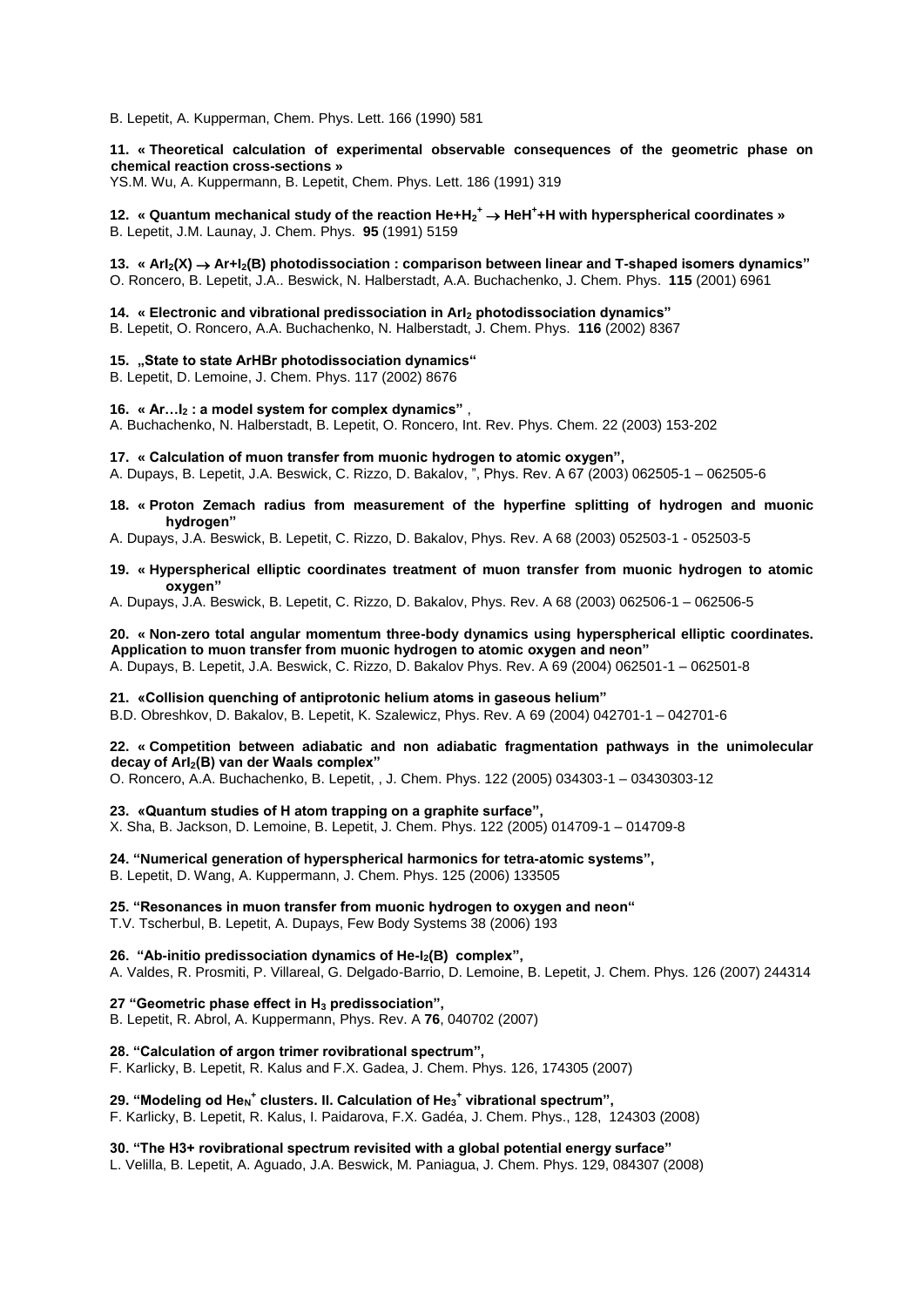B. Lepetit, A. Kupperman, Chem. Phys. Lett. 166 (1990) 581

**11. « Theoretical calculation of experimental observable consequences of the geometric phase on chemical reaction cross-sections »**
YS.M. Wu, A. Kuppermann, B. Lepetit, Chem. Phys. Lett. 186 (1991) 319

**12. « Quantum mechanical study of the reaction $He+H_2^+ \rightarrow HeH^+ + H$ with hyperspherical coordinates »**
B. Lepetit, J.M. Launay, J. Chem. Phys. **95** (1991) 5159

**13. « $ArI_2(X) \rightarrow Ar+I_2(B)$ photodissociation : comparison between linear and T-shaped isomers dynamics"**
O. Roncero, B. Lepetit, J.A.. Beswick, N. Halberstadt, A.A. Buchachenko, J. Chem. Phys. **115** (2001) 6961

**14. « Electronic and vibrational predissociation in $ArI_2$ photodissociation dynamics"**
B. Lepetit, O. Roncero, A.A. Buchachenko, N. Halberstadt, J. Chem. Phys. **116** (2002) 8367

**15. „State to state ArHBr photodissociation dynamics"**
B. Lepetit, D. Lemoine, J. Chem. Phys. 117 (2002) 8676

**16. « Ar…$I_2$ : a model system for complex dynamics"** ,
A. Buchachenko, N. Halberstadt, B. Lepetit, O. Roncero, Int. Rev. Phys. Chem. 22 (2003) 153-202

**17. « Calculation of muon transfer from muonic hydrogen to atomic oxygen",**
A. Dupays, B. Lepetit, J.A. Beswick, C. Rizzo, D. Bakalov, ", Phys. Rev. A 67 (2003) 062505-1 – 062505-6

**18. « Proton Zemach radius from measurement of the hyperfine splitting of hydrogen and muonic hydrogen"**
A. Dupays, J.A. Beswick, B. Lepetit, C. Rizzo, D. Bakalov, Phys. Rev. A 68 (2003) 052503-1 - 052503-5

**19. « Hyperspherical elliptic coordinates treatment of muon transfer from muonic hydrogen to atomic oxygen"**
A. Dupays, J.A. Beswick, B. Lepetit, C. Rizzo, D. Bakalov, Phys. Rev. A 68 (2003) 062506-1 – 062506-5

**20. « Non-zero total angular momentum three-body dynamics using hyperspherical elliptic coordinates. Application to muon transfer from muonic hydrogen to atomic oxygen and neon"**
A. Dupays, B. Lepetit, J.A. Beswick, C. Rizzo, D. Bakalov Phys. Rev. A 69 (2004) 062501-1 – 062501-8

**21. «Collision quenching of antiprotonic helium atoms in gaseous helium"**
B.D. Obreshkov, D. Bakalov, B. Lepetit, K. Szalewicz, Phys. Rev. A 69 (2004) 042701-1 – 042701-6

**22. « Competition between adiabatic and non adiabatic fragmentation pathways in the unimolecular decay of $ArI_2(B)$ van der Waals complex"**
O. Roncero, A.A. Buchachenko, B. Lepetit, , J. Chem. Phys. 122 (2005) 034303-1 – 03430303-12

**23. «Quantum studies of H atom trapping on a graphite surface",**
X. Sha, B. Jackson, D. Lemoine, B. Lepetit, J. Chem. Phys. 122 (2005) 014709-1 – 014709-8

**24. "Numerical generation of hyperspherical harmonics for tetra-atomic systems",**
B. Lepetit, D. Wang, A. Kuppermann, J. Chem. Phys. 125 (2006) 133505

**25. "Resonances in muon transfer from muonic hydrogen to oxygen and neon"**
T.V. Tscherbul, B. Lepetit, A. Dupays, Few Body Systems 38 (2006) 193

**26. "Ab-initio predissociation dynamics of He-$I_2$(B) complex",**
A. Valdes, R. Prosmiti, P. Villareal, G. Delgado-Barrio, D. Lemoine, B. Lepetit, J. Chem. Phys. 126 (2007) 244314

**27 "Geometric phase effect in $H_3$ predissociation",**
B. Lepetit, R. Abrol, A. Kuppermann, Phys. Rev. A **76**, 040702 (2007)

**28. "Calculation of argon trimer rovibrational spectrum",**
F. Karlicky, B. Lepetit, R. Kalus and F.X. Gadea, J. Chem. Phys. 126, 174305 (2007)

**29. "Modeling od $He_N^+$ clusters. II. Calculation of $He_3^+$ vibrational spectrum",**
F. Karlicky, B. Lepetit, R. Kalus, I. Paidarova, F.X. Gadéa, J. Chem. Phys., 128, 124303 (2008)

**30. "The H3+ rovibrational spectrum revisited with a global potential energy surface"**
L. Velilla, B. Lepetit, A. Aguado, J.A. Beswick, M. Paniagua, J. Chem. Phys. 129, 084307 (2008)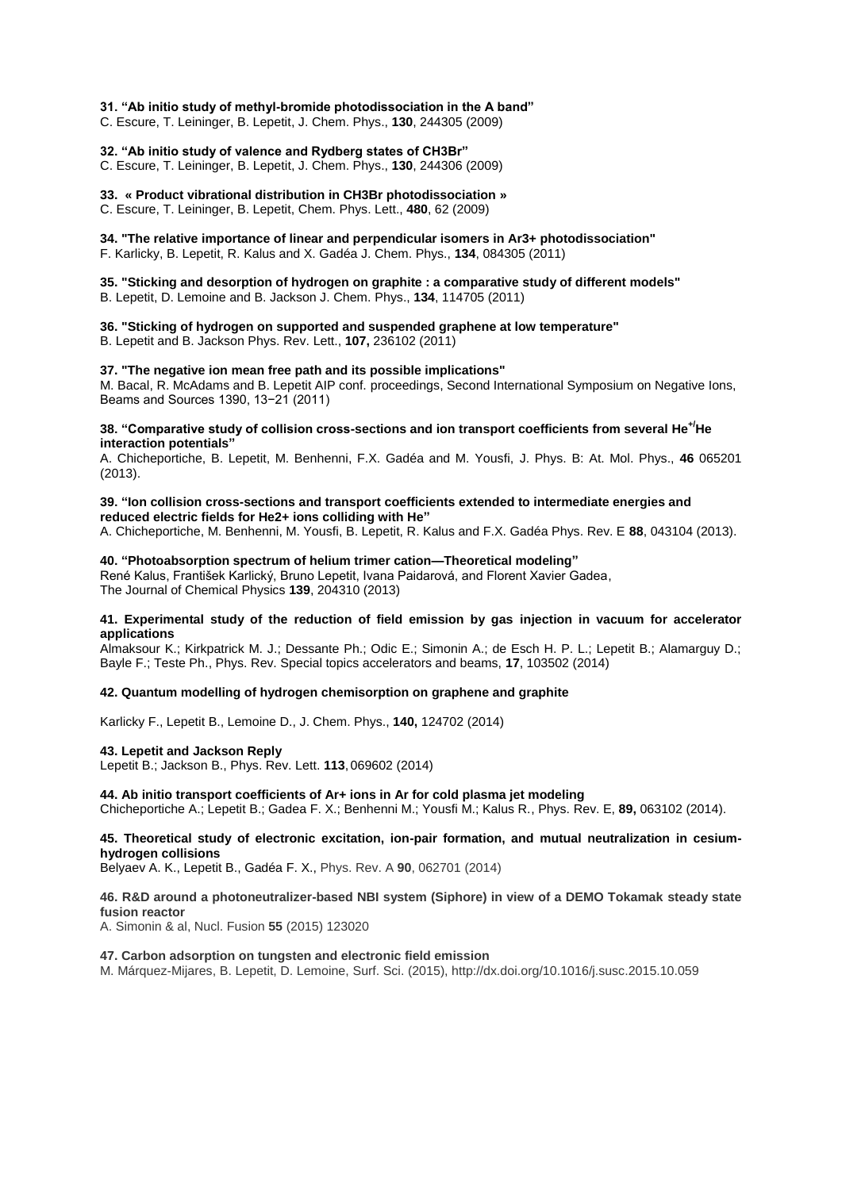**31. “Ab initio study of methyl-bromide photodissociation in the A band”**
C. Escure, T. Leininger, B. Lepetit, J. Chem. Phys., **130**, 244305 (2009)

**32. “Ab initio study of valence and Rydberg states of CH3Br”**
C. Escure, T. Leininger, B. Lepetit, J. Chem. Phys., **130**, 244306 (2009)

**33. « Product vibrational distribution in CH3Br photodissociation »**
C. Escure, T. Leininger, B. Lepetit, Chem. Phys. Lett., **480**, 62 (2009)

**34. "The relative importance of linear and perpendicular isomers in Ar3+ photodissociation"**
F. Karlicky, B. Lepetit, R. Kalus and X. Gadéa J. Chem. Phys., **134**, 084305 (2011)

**35. "Sticking and desorption of hydrogen on graphite : a comparative study of different models"**
B. Lepetit, D. Lemoine and B. Jackson J. Chem. Phys., **134**, 114705 (2011)

**36. "Sticking of hydrogen on supported and suspended graphene at low temperature"**
B. Lepetit and B. Jackson Phys. Rev. Lett., **107,** 236102 (2011)

**37. "The negative ion mean free path and its possible implications"**
M. Bacal, R. McAdams and B. Lepetit AIP conf. proceedings, Second International Symposium on Negative Ions, Beams and Sources 1390, 13−21 (2011)

**38. “Comparative study of collision cross-sections and ion transport coefficients from several $He^{+}$/He interaction potentials”**
A. Chicheportiche, B. Lepetit, M. Benhenni, F.X. Gadéa and M. Yousfi, J. Phys. B: At. Mol. Phys., **46** 065201 (2013).

**39. “Ion collision cross-sections and transport coefficients extended to intermediate energies and reduced electric fields for He2+ ions colliding with He”**
A. Chicheportiche, M. Benhenni, M. Yousfi, B. Lepetit, R. Kalus and F.X. Gadéa Phys. Rev. E **88**, 043104 (2013).

**40. “Photoabsorption spectrum of helium trimer cation—Theoretical modeling”**
René Kalus, František Karlický, Bruno Lepetit, Ivana Paidarová, and Florent Xavier Gadea,
The Journal of Chemical Physics **139**, 204310 (2013)

**41. Experimental study of the reduction of field emission by gas injection in vacuum for accelerator applications**
Almaksour K.; Kirkpatrick M. J.; Dessante Ph.; Odic E.; Simonin A.; de Esch H. P. L.; Lepetit B.; Alamarguy D.; Bayle F.; Teste Ph., Phys. Rev. Special topics accelerators and beams, **17**, 103502 (2014)

**42. Quantum modelling of hydrogen chemisorption on graphene and graphite**

Karlicky F., Lepetit B., Lemoine D., J. Chem. Phys., **140,** 124702 (2014)

**43. Lepetit and Jackson Reply**
Lepetit B.; Jackson B., Phys. Rev. Lett. **113**, 069602 (2014)

**44. Ab initio transport coefficients of Ar+ ions in Ar for cold plasma jet modeling**
Chicheportiche A.; Lepetit B.; Gadea F. X.; Benhenni M.; Yousfi M.; Kalus R., Phys. Rev. E, **89,** 063102 (2014).

**45. Theoretical study of electronic excitation, ion-pair formation, and mutual neutralization in cesium-hydrogen collisions**
Belyaev A. K., Lepetit B., Gadéa F. X., Phys. Rev. A **90**, 062701 (2014)

**46. R&D around a photoneutralizer-based NBI system (Siphore) in view of a DEMO Tokamak steady state fusion reactor**
A. Simonin & al, Nucl. Fusion **55** (2015) 123020

**47. Carbon adsorption on tungsten and electronic field emission**
M. Márquez-Mijares, B. Lepetit, D. Lemoine, Surf. Sci. (2015), http://dx.doi.org/10.1016/j.susc.2015.10.059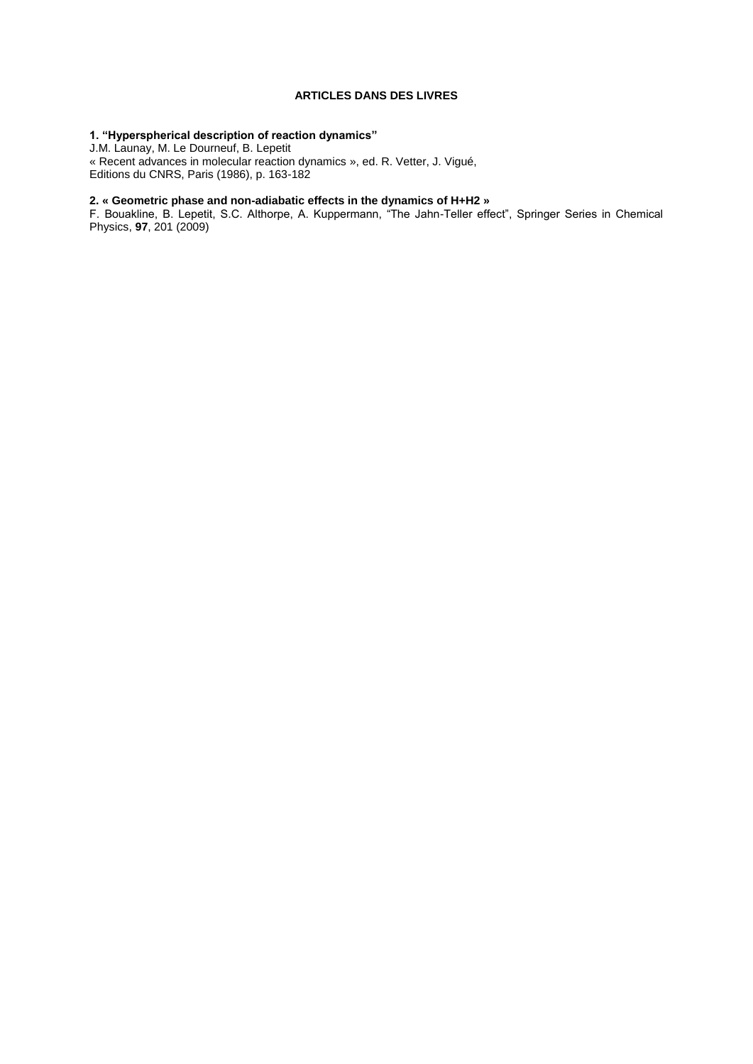## ARTICLES DANS DES LIVRES

**1. "Hyperspherical description of reaction dynamics"**
J.M. Launay, M. Le Dourneuf, B. Lepetit
« Recent advances in molecular reaction dynamics », ed. R. Vetter, J. Vigué,
Editions du CNRS, Paris (1986), p. 163-182

**2. « Geometric phase and non-adiabatic effects in the dynamics of H+H2 »**
F. Bouakline, B. Lepetit, S.C. Althorpe, A. Kuppermann, "The Jahn-Teller effect", Springer Series in Chemical Physics, **97**, 201 (2009)